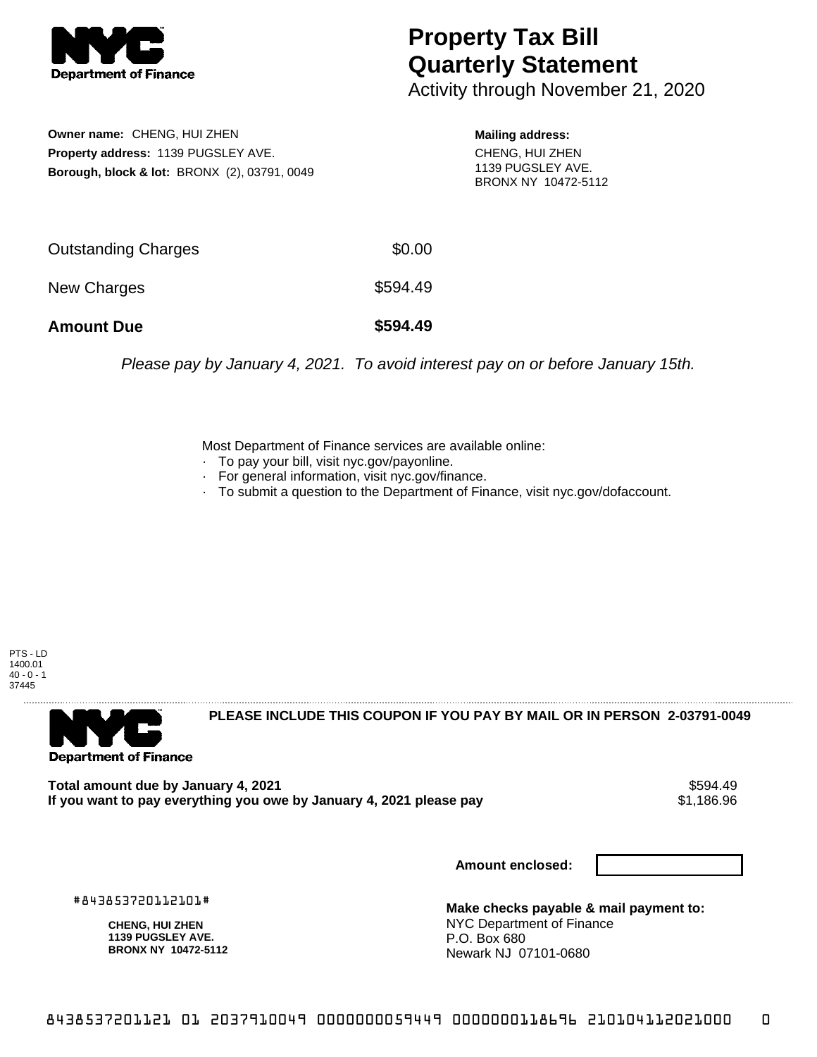# Property Tax Bill Quarterly Statement

Activity through November 21, 2020

**Owner name:** CHENG, HUI ZHEN
**Property address:** 1139 PUGSLEY AVE.
**Borough, block & lot:** BRONX (2), 03791, 0049

**Mailing address:**
CHENG, HUI ZHEN
1139 PUGSLEY AVE.
BRONX NY 10472-5112

| | |
|---|---|
| Outstanding Charges | $0.00 |
| New Charges | $594.49 |
| **Amount Due** | **$594.49** |

*Please pay by January 4, 2021. To avoid interest pay on or before January 15th.*

Most Department of Finance services are available online:

- To pay your bill, visit nyc.gov/payonline.
- For general information, visit nyc.gov/finance.
- To submit a question to the Department of Finance, visit nyc.gov/dofaccount.

PTS - LD
1400.01
40 - 0 - 1
37445

**PLEASE INCLUDE THIS COUPON IF YOU PAY BY MAIL OR IN PERSON 2-03791-0049**

| | |
|---|---|
| **Total amount due by January 4, 2021** | $594.49 |
| **If you want to pay everything you owe by January 4, 2021 please pay** | $1,186.96 |

**Amount enclosed:**

#843853720112101#

**CHENG, HUI ZHEN**
**1139 PUGSLEY AVE.**
**BRONX NY 10472-5112**

**Make checks payable & mail payment to:**
NYC Department of Finance
P.O. Box 680
Newark NJ 07101-0680

8438537201121 01 2037910049 0000000059449 0000000118696 210104112021000 0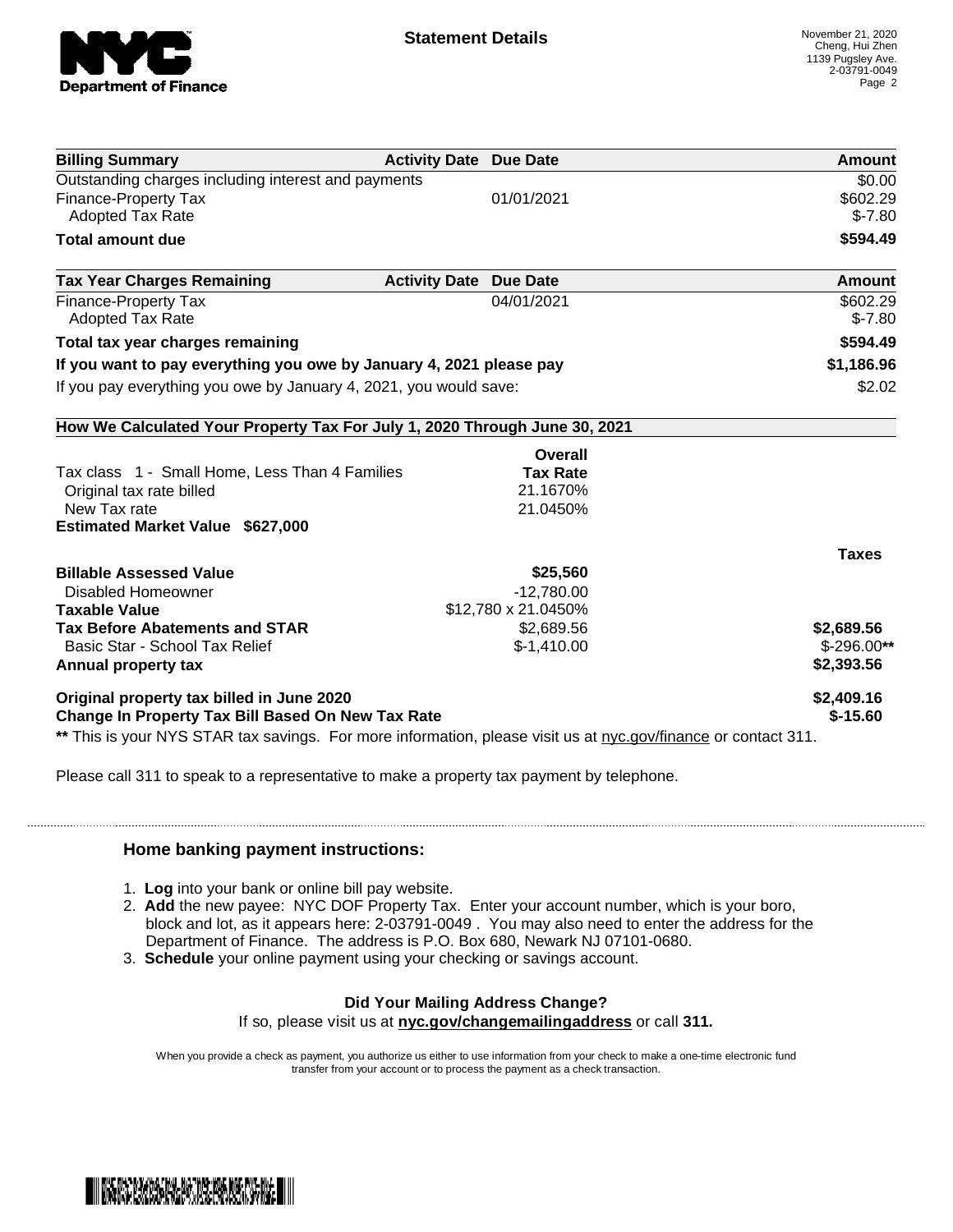## Statement Details

November 21, 2020
Cheng, Hui Zhen
1139 Pugsley Ave.
2-03791-0049

| Billing Summary | Activity Date | Due Date | Amount |
| --- | --- | --- | --- |
| Outstanding charges including interest and payments | | | $0.00 |
| Finance-Property Tax | | 01/01/2021 | $602.29 |
| Adopted Tax Rate | | | $-7.80 |
| **Total amount due** | | | **$594.49** |

| Tax Year Charges Remaining | Activity Date | Due Date | Amount |
| --- | --- | --- | --- |
| Finance-Property Tax | | 04/01/2021 | $602.29 |
| Adopted Tax Rate | | | $-7.80 |
| **Total tax year charges remaining** | | | **$594.49** |
| **If you want to pay everything you owe by January 4, 2021 please pay** | | | **$1,186.96** |
| If you pay everything you owe by January 4, 2021, you would save: | | | $2.02 |

**How We Calculated Your Property Tax For July 1, 2020 Through June 30, 2021**

| | Overall Tax Rate | |
| --- | --- | --- |
| Tax class 1 - Small Home, Less Than 4 Families | | |
| Original tax rate billed | 21.1670% | |
| New Tax rate | 21.0450% | |
| **Estimated Market Value $627,000** | | |
| | | **Taxes** |
| **Billable Assessed Value** | **$25,560** | |
| Disabled Homeowner | -12,780.00 | |
| **Taxable Value** | $12,780 x 21.0450% | |
| **Tax Before Abatements and STAR** | $2,689.56 | **$2,689.56** |
| Basic Star - School Tax Relief | $-1,410.00 | $-296.00** |
| **Annual property tax** | | **$2,393.56** |
| **Original property tax billed in June 2020** | | **$2,409.16** |
| **Change In Property Tax Bill Based On New Tax Rate** | | **$-15.60** |

** This is your NYS STAR tax savings. For more information, please visit us at nyc.gov/finance or contact 311.

Please call 311 to speak to a representative to make a property tax payment by telephone.

### Home banking payment instructions:

1. **Log** into your bank or online bill pay website.
2. **Add** the new payee: NYC DOF Property Tax. Enter your account number, which is your boro, block and lot, as it appears here: 2-03791-0049 . You may also need to enter the address for the Department of Finance. The address is P.O. Box 680, Newark NJ 07101-0680.
3. **Schedule** your online payment using your checking or savings account.

**Did Your Mailing Address Change?**
If so, please visit us at **nyc.gov/changemailingaddress** or call **311.**

When you provide a check as payment, you authorize us either to use information from your check to make a one-time electronic fund transfer from your account or to process the payment as a check transaction.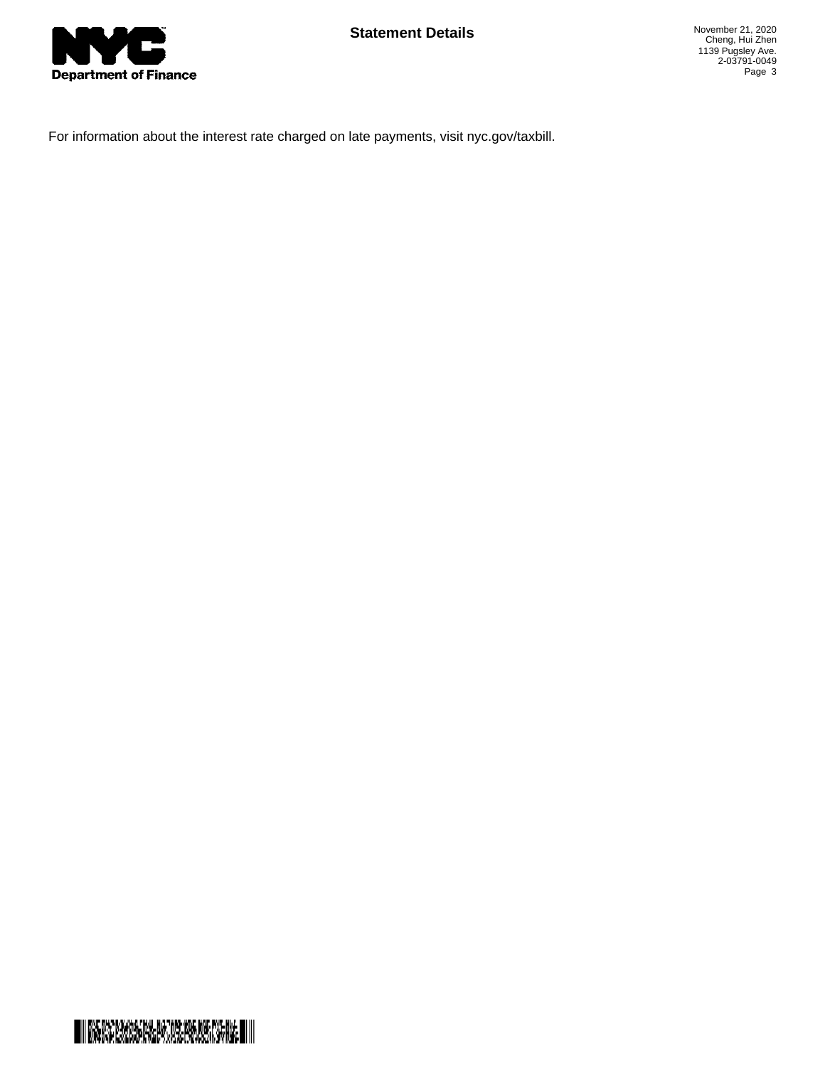## Statement Details

November 21, 2020
Cheng, Hui Zhen
1139 Pugsley Ave.
2-03791-0049

For information about the interest rate charged on late payments, visit nyc.gov/taxbill.